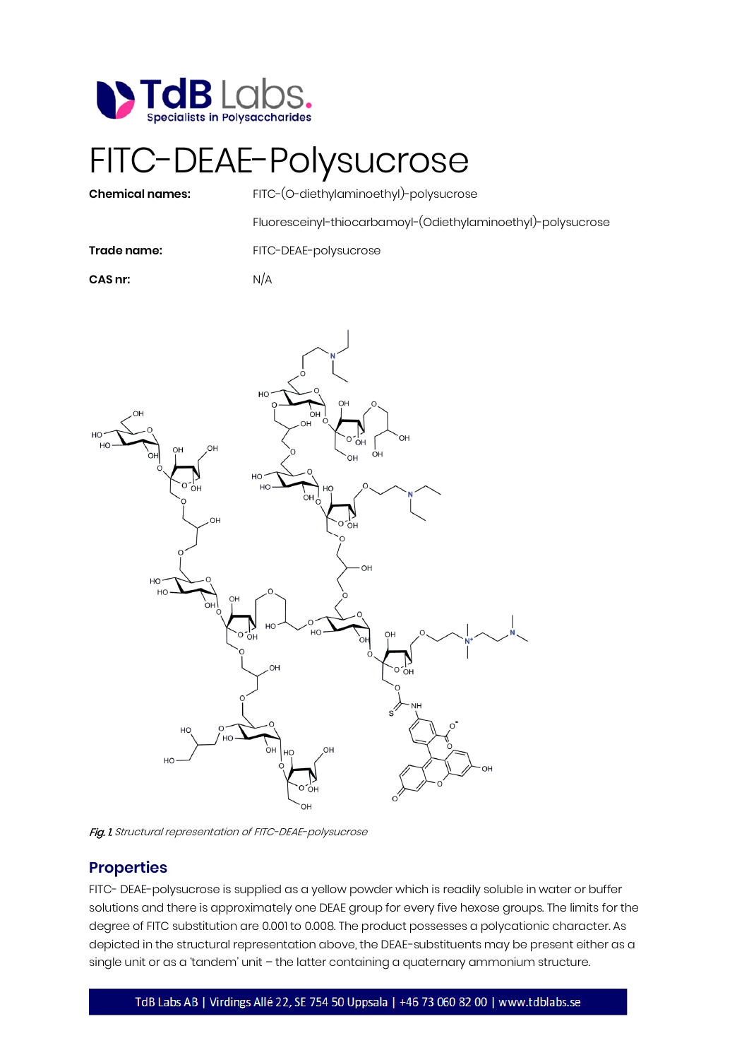# FITC-DEAE-Polysucrose

**Chemical names:** FITC-(O-diethylaminoethyl)-polysucrose

Fluoresceinyl-thiocarbamoyl-(Odiethylaminoethyl)-polysucrose

**Trade name:** FITC-DEAE-polysucrose

**CAS nr:** N/A

*Fig. 1.* *Structural representation of FITC-DEAE-polysucrose*

## Properties

FITC- DEAE-polysucrose is supplied as a yellow powder which is readily soluble in water or buffer solutions and there is approximately one DEAE group for every five hexose groups. The limits for the degree of FITC substitution are 0.001 to 0.008. The product possesses a polycationic character. As depicted in the structural representation above, the DEAE-substituents may be present either as a single unit or as a 'tandem' unit – the latter containing a quaternary ammonium structure.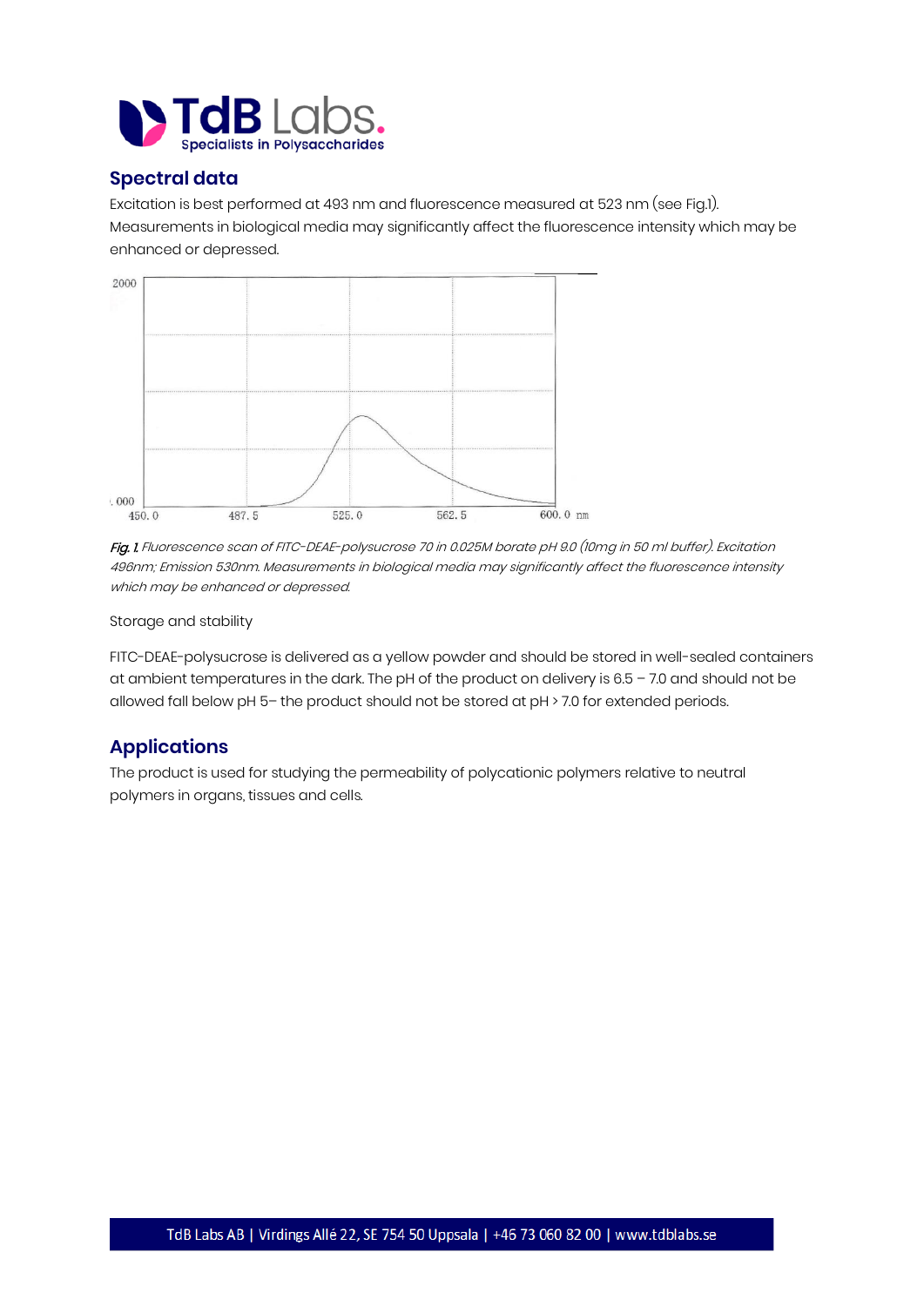## Spectral data

Excitation is best performed at 493 nm and fluorescence measured at 523 nm (see Fig.1). Measurements in biological media may significantly affect the fluorescence intensity which may be enhanced or depressed.

2000

.000

450.0

487.5

525.0

562.5

600.0 nm

*Fig. 1. Fluorescence scan of FITC-DEAE-polysucrose 70 in 0.025M borate pH 9.0 (10mg in 50 ml buffer). Excitation 496nm; Emission 530nm. Measurements in biological media may significantly affect the fluorescence intensity which may be enhanced or depressed.*

Storage and stability

FITC-DEAE-polysucrose is delivered as a yellow powder and should be stored in well-sealed containers at ambient temperatures in the dark. The pH of the product on delivery is 6.5 – 7.0 and should not be allowed fall below pH 5– the product should not be stored at pH > 7.0 for extended periods.

## Applications

The product is used for studying the permeability of polycationic polymers relative to neutral polymers in organs, tissues and cells.